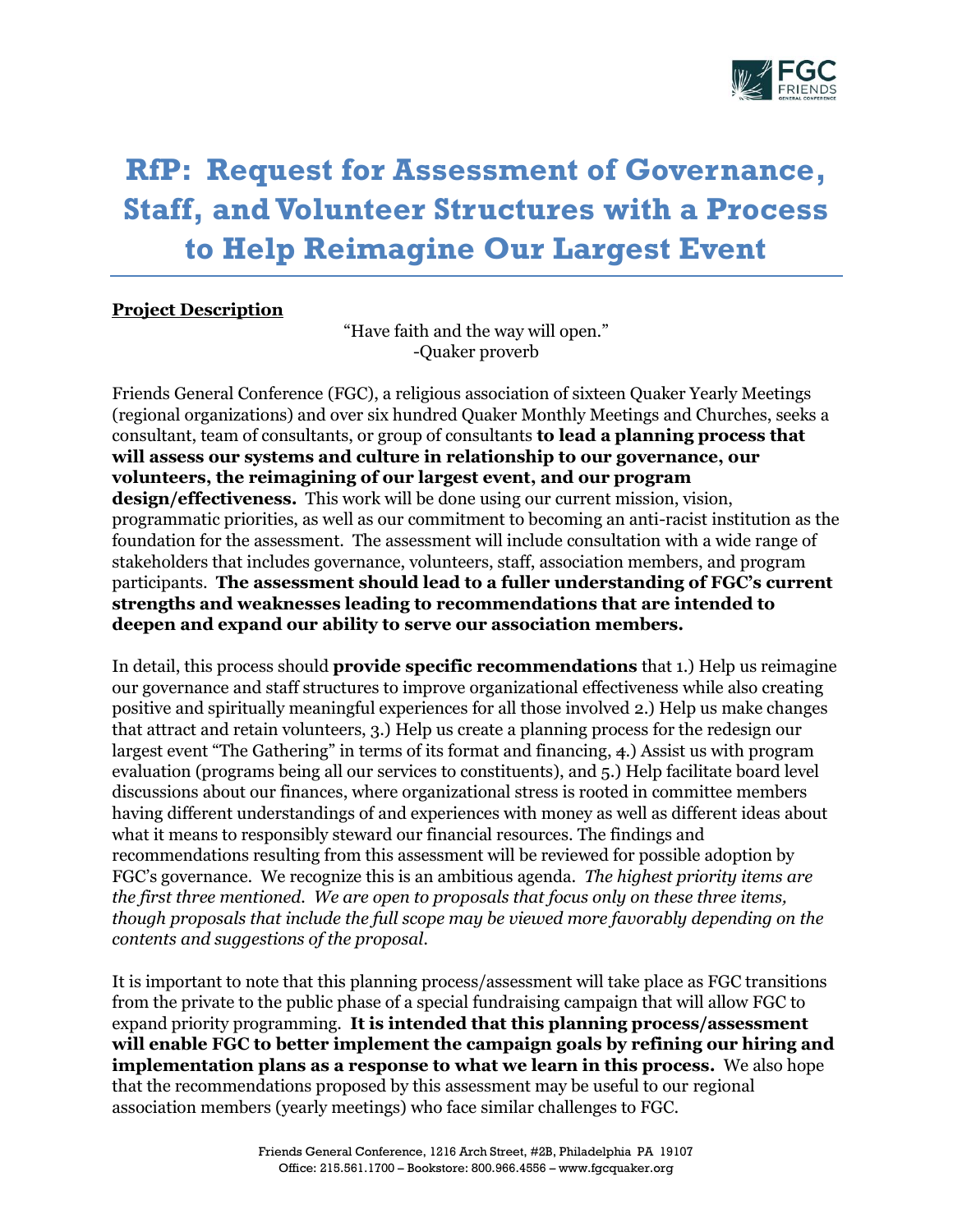# RfP: Request for Assessment of Governance, Staff, and Volunteer Structures with a Process to Help Reimagine Our Largest Event

**Project Description**

"Have faith and the way will open."
-Quaker proverb

Friends General Conference (FGC), a religious association of sixteen Quaker Yearly Meetings (regional organizations) and over six hundred Quaker Monthly Meetings and Churches, seeks a consultant, team of consultants, or group of consultants **to lead a planning process that will assess our systems and culture in relationship to our governance, our volunteers, the reimagining of our largest event, and our program design/effectiveness.** This work will be done using our current mission, vision, programmatic priorities, as well as our commitment to becoming an anti-racist institution as the foundation for the assessment. The assessment will include consultation with a wide range of stakeholders that includes governance, volunteers, staff, association members, and program participants. **The assessment should lead to a fuller understanding of FGC's current strengths and weaknesses leading to recommendations that are intended to deepen and expand our ability to serve our association members.**

In detail, this process should **provide specific recommendations** that 1.) Help us reimagine our governance and staff structures to improve organizational effectiveness while also creating positive and spiritually meaningful experiences for all those involved 2.) Help us make changes that attract and retain volunteers, 3.) Help us create a planning process for the redesign our largest event "The Gathering" in terms of its format and financing, 4.) Assist us with program evaluation (programs being all our services to constituents), and 5.) Help facilitate board level discussions about our finances, where organizational stress is rooted in committee members having different understandings of and experiences with money as well as different ideas about what it means to responsibly steward our financial resources. The findings and recommendations resulting from this assessment will be reviewed for possible adoption by FGC's governance. We recognize this is an ambitious agenda. *The highest priority items are the first three mentioned. We are open to proposals that focus only on these three items, though proposals that include the full scope may be viewed more favorably depending on the contents and suggestions of the proposal.*

It is important to note that this planning process/assessment will take place as FGC transitions from the private to the public phase of a special fundraising campaign that will allow FGC to expand priority programming. **It is intended that this planning process/assessment will enable FGC to better implement the campaign goals by refining our hiring and implementation plans as a response to what we learn in this process.** We also hope that the recommendations proposed by this assessment may be useful to our regional association members (yearly meetings) who face similar challenges to FGC.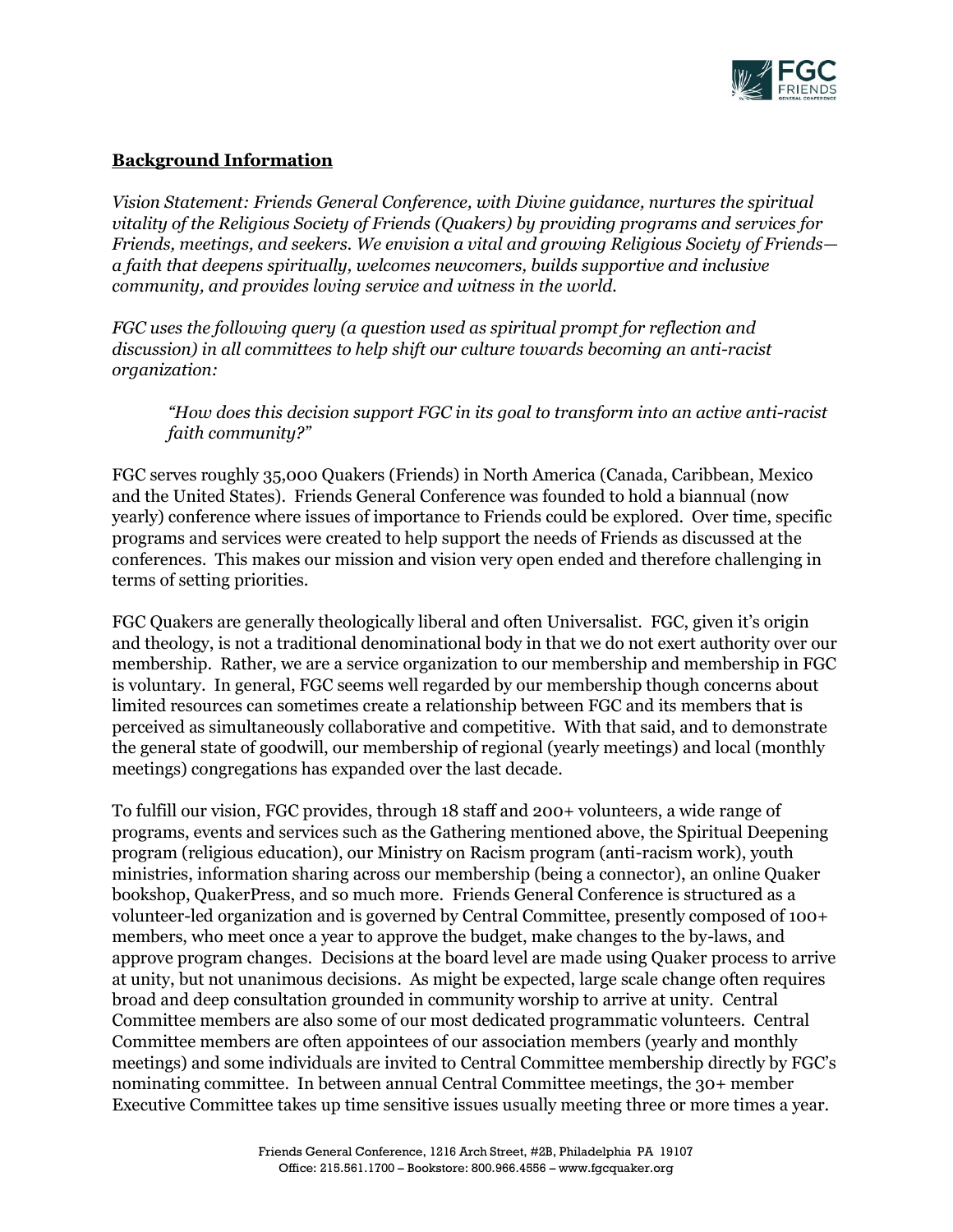**Background Information**

*Vision Statement: Friends General Conference, with Divine guidance, nurtures the spiritual vitality of the Religious Society of Friends (Quakers) by providing programs and services for Friends, meetings, and seekers. We envision a vital and growing Religious Society of Friends—a faith that deepens spiritually, welcomes newcomers, builds supportive and inclusive community, and provides loving service and witness in the world.*

*FGC uses the following query (a question used as spiritual prompt for reflection and discussion) in all committees to help shift our culture towards becoming an anti-racist organization:*

> *"How does this decision support FGC in its goal to transform into an active anti-racist faith community?"*

FGC serves roughly 35,000 Quakers (Friends) in North America (Canada, Caribbean, Mexico and the United States). Friends General Conference was founded to hold a biannual (now yearly) conference where issues of importance to Friends could be explored. Over time, specific programs and services were created to help support the needs of Friends as discussed at the conferences. This makes our mission and vision very open ended and therefore challenging in terms of setting priorities.

FGC Quakers are generally theologically liberal and often Universalist. FGC, given it's origin and theology, is not a traditional denominational body in that we do not exert authority over our membership. Rather, we are a service organization to our membership and membership in FGC is voluntary. In general, FGC seems well regarded by our membership though concerns about limited resources can sometimes create a relationship between FGC and its members that is perceived as simultaneously collaborative and competitive. With that said, and to demonstrate the general state of goodwill, our membership of regional (yearly meetings) and local (monthly meetings) congregations has expanded over the last decade.

To fulfill our vision, FGC provides, through 18 staff and 200+ volunteers, a wide range of programs, events and services such as the Gathering mentioned above, the Spiritual Deepening program (religious education), our Ministry on Racism program (anti-racism work), youth ministries, information sharing across our membership (being a connector), an online Quaker bookshop, QuakerPress, and so much more. Friends General Conference is structured as a volunteer-led organization and is governed by Central Committee, presently composed of 100+ members, who meet once a year to approve the budget, make changes to the by-laws, and approve program changes. Decisions at the board level are made using Quaker process to arrive at unity, but not unanimous decisions. As might be expected, large scale change often requires broad and deep consultation grounded in community worship to arrive at unity. Central Committee members are also some of our most dedicated programmatic volunteers. Central Committee members are often appointees of our association members (yearly and monthly meetings) and some individuals are invited to Central Committee membership directly by FGC's nominating committee. In between annual Central Committee meetings, the 30+ member Executive Committee takes up time sensitive issues usually meeting three or more times a year.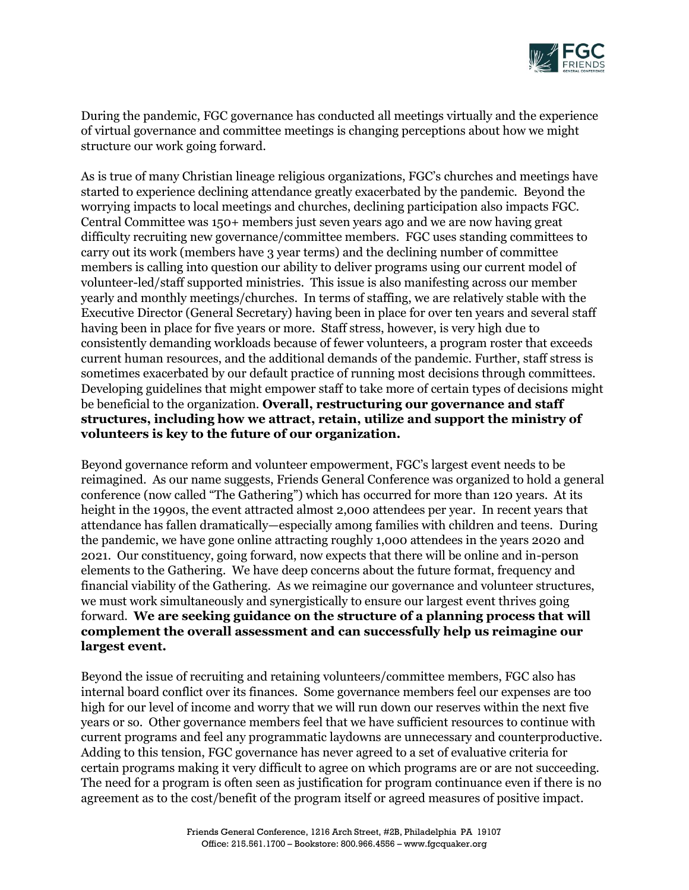During the pandemic, FGC governance has conducted all meetings virtually and the experience of virtual governance and committee meetings is changing perceptions about how we might structure our work going forward.

As is true of many Christian lineage religious organizations, FGC's churches and meetings have started to experience declining attendance greatly exacerbated by the pandemic. Beyond the worrying impacts to local meetings and churches, declining participation also impacts FGC. Central Committee was 150+ members just seven years ago and we are now having great difficulty recruiting new governance/committee members. FGC uses standing committees to carry out its work (members have 3 year terms) and the declining number of committee members is calling into question our ability to deliver programs using our current model of volunteer-led/staff supported ministries. This issue is also manifesting across our member yearly and monthly meetings/churches. In terms of staffing, we are relatively stable with the Executive Director (General Secretary) having been in place for over ten years and several staff having been in place for five years or more. Staff stress, however, is very high due to consistently demanding workloads because of fewer volunteers, a program roster that exceeds current human resources, and the additional demands of the pandemic. Further, staff stress is sometimes exacerbated by our default practice of running most decisions through committees. Developing guidelines that might empower staff to take more of certain types of decisions might be beneficial to the organization. **Overall, restructuring our governance and staff structures, including how we attract, retain, utilize and support the ministry of volunteers is key to the future of our organization.**

Beyond governance reform and volunteer empowerment, FGC's largest event needs to be reimagined. As our name suggests, Friends General Conference was organized to hold a general conference (now called "The Gathering") which has occurred for more than 120 years. At its height in the 1990s, the event attracted almost 2,000 attendees per year. In recent years that attendance has fallen dramatically—especially among families with children and teens. During the pandemic, we have gone online attracting roughly 1,000 attendees in the years 2020 and 2021. Our constituency, going forward, now expects that there will be online and in-person elements to the Gathering. We have deep concerns about the future format, frequency and financial viability of the Gathering. As we reimagine our governance and volunteer structures, we must work simultaneously and synergistically to ensure our largest event thrives going forward. **We are seeking guidance on the structure of a planning process that will complement the overall assessment and can successfully help us reimagine our largest event.**

Beyond the issue of recruiting and retaining volunteers/committee members, FGC also has internal board conflict over its finances. Some governance members feel our expenses are too high for our level of income and worry that we will run down our reserves within the next five years or so. Other governance members feel that we have sufficient resources to continue with current programs and feel any programmatic laydowns are unnecessary and counterproductive. Adding to this tension, FGC governance has never agreed to a set of evaluative criteria for certain programs making it very difficult to agree on which programs are or are not succeeding. The need for a program is often seen as justification for program continuance even if there is no agreement as to the cost/benefit of the program itself or agreed measures of positive impact.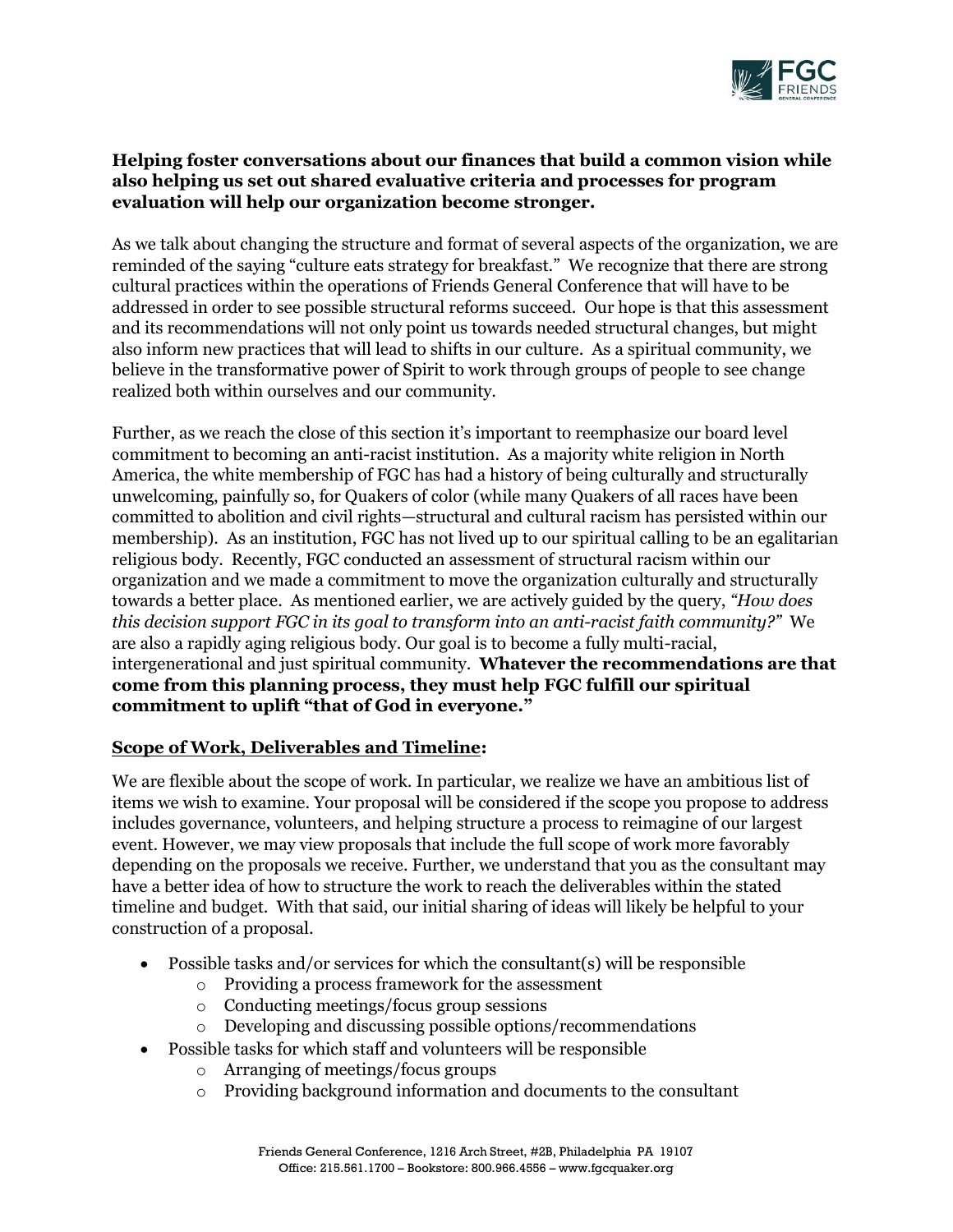**Helping foster conversations about our finances that build a common vision while also helping us set out shared evaluative criteria and processes for program evaluation will help our organization become stronger.**

As we talk about changing the structure and format of several aspects of the organization, we are reminded of the saying "culture eats strategy for breakfast." We recognize that there are strong cultural practices within the operations of Friends General Conference that will have to be addressed in order to see possible structural reforms succeed. Our hope is that this assessment and its recommendations will not only point us towards needed structural changes, but might also inform new practices that will lead to shifts in our culture. As a spiritual community, we believe in the transformative power of Spirit to work through groups of people to see change realized both within ourselves and our community.

Further, as we reach the close of this section it's important to reemphasize our board level commitment to becoming an anti-racist institution. As a majority white religion in North America, the white membership of FGC has had a history of being culturally and structurally unwelcoming, painfully so, for Quakers of color (while many Quakers of all races have been committed to abolition and civil rights—structural and cultural racism has persisted within our membership). As an institution, FGC has not lived up to our spiritual calling to be an egalitarian religious body. Recently, FGC conducted an assessment of structural racism within our organization and we made a commitment to move the organization culturally and structurally towards a better place. As mentioned earlier, we are actively guided by the query, *"How does this decision support FGC in its goal to transform into an anti-racist faith community?"* We are also a rapidly aging religious body. Our goal is to become a fully multi-racial, intergenerational and just spiritual community. **Whatever the recommendations are that come from this planning process, they must help FGC fulfill our spiritual commitment to uplift "that of God in everyone."**

## Scope of Work, Deliverables and Timeline:

We are flexible about the scope of work. In particular, we realize we have an ambitious list of items we wish to examine. Your proposal will be considered if the scope you propose to address includes governance, volunteers, and helping structure a process to reimagine of our largest event. However, we may view proposals that include the full scope of work more favorably depending on the proposals we receive. Further, we understand that you as the consultant may have a better idea of how to structure the work to reach the deliverables within the stated timeline and budget. With that said, our initial sharing of ideas will likely be helpful to your construction of a proposal.

- Possible tasks and/or services for which the consultant(s) will be responsible
  - Providing a process framework for the assessment
  - Conducting meetings/focus group sessions
  - Developing and discussing possible options/recommendations
- Possible tasks for which staff and volunteers will be responsible
  - Arranging of meetings/focus groups
  - Providing background information and documents to the consultant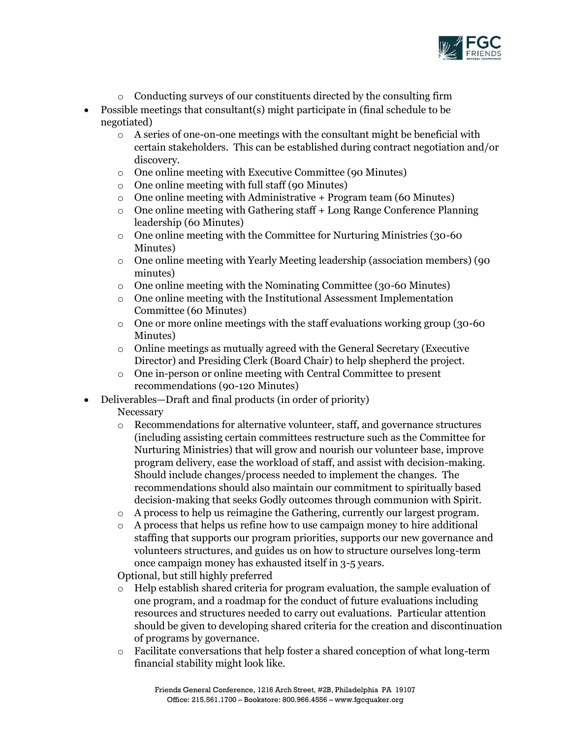- Conducting surveys of our constituents directed by the consulting firm
- Possible meetings that consultant(s) might participate in (final schedule to be negotiated)
  - A series of one-on-one meetings with the consultant might be beneficial with certain stakeholders. This can be established during contract negotiation and/or discovery.
  - One online meeting with Executive Committee (90 Minutes)
  - One online meeting with full staff (90 Minutes)
  - One online meeting with Administrative + Program team (60 Minutes)
  - One online meeting with Gathering staff + Long Range Conference Planning leadership (60 Minutes)
  - One online meeting with the Committee for Nurturing Ministries (30-60 Minutes)
  - One online meeting with Yearly Meeting leadership (association members) (90 minutes)
  - One online meeting with the Nominating Committee (30-60 Minutes)
  - One online meeting with the Institutional Assessment Implementation Committee (60 Minutes)
  - One or more online meetings with the staff evaluations working group (30-60 Minutes)
  - Online meetings as mutually agreed with the General Secretary (Executive Director) and Presiding Clerk (Board Chair) to help shepherd the project.
  - One in-person or online meeting with Central Committee to present recommendations (90-120 Minutes)
- Deliverables—Draft and final products (in order of priority)

  Necessary
  - Recommendations for alternative volunteer, staff, and governance structures (including assisting certain committees restructure such as the Committee for Nurturing Ministries) that will grow and nourish our volunteer base, improve program delivery, ease the workload of staff, and assist with decision-making. Should include changes/process needed to implement the changes. The recommendations should also maintain our commitment to spiritually based decision-making that seeks Godly outcomes through communion with Spirit.
  - A process to help us reimagine the Gathering, currently our largest program.
  - A process that helps us refine how to use campaign money to hire additional staffing that supports our program priorities, supports our new governance and volunteers structures, and guides us on how to structure ourselves long-term once campaign money has exhausted itself in 3-5 years.

  Optional, but still highly preferred
  - Help establish shared criteria for program evaluation, the sample evaluation of one program, and a roadmap for the conduct of future evaluations including resources and structures needed to carry out evaluations. Particular attention should be given to developing shared criteria for the creation and discontinuation of programs by governance.
  - Facilitate conversations that help foster a shared conception of what long-term financial stability might look like.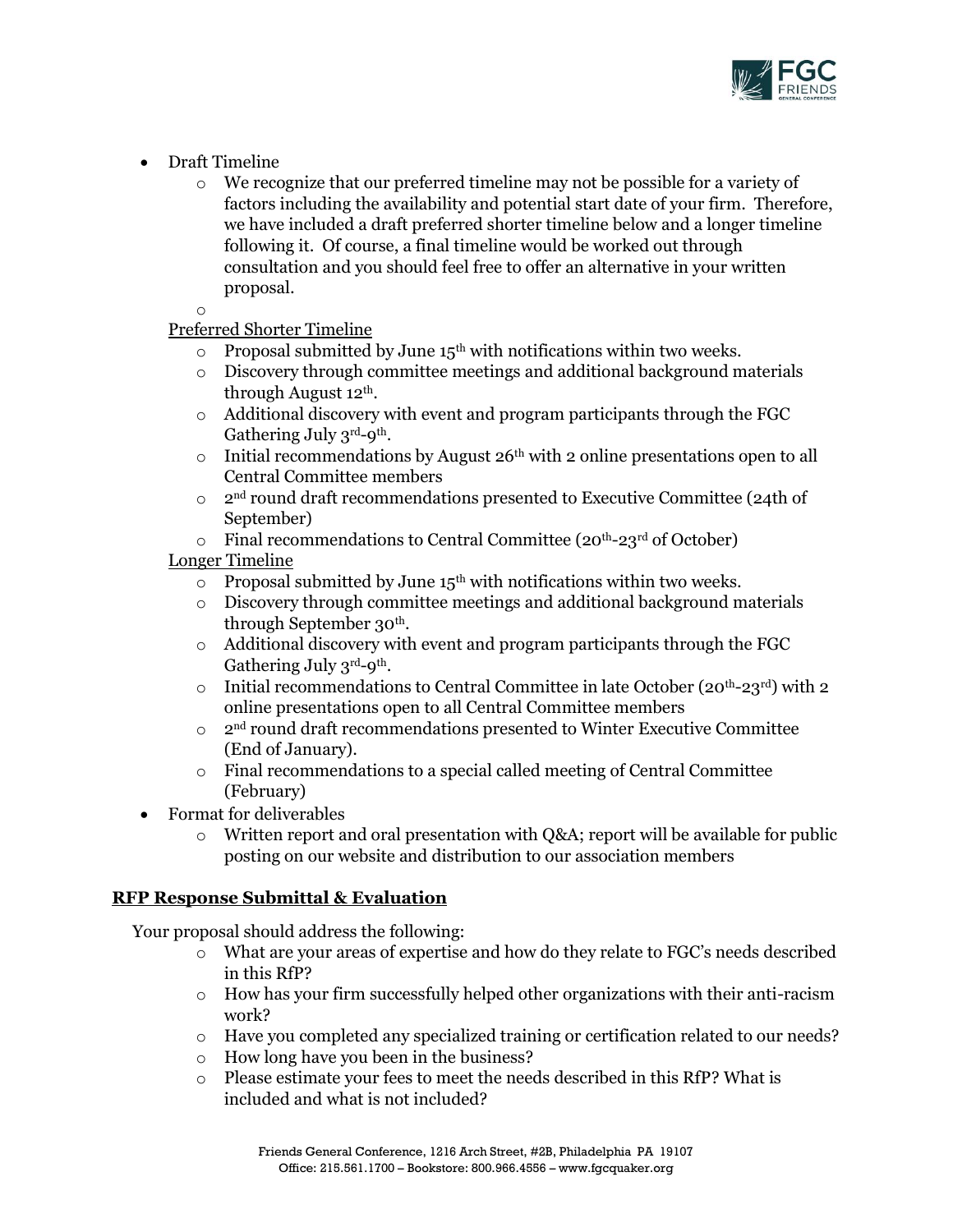- Draft Timeline
  - We recognize that our preferred timeline may not be possible for a variety of factors including the availability and potential start date of your firm. Therefore, we have included a draft preferred shorter timeline below and a longer timeline following it. Of course, a final timeline would be worked out through consultation and you should feel free to offer an alternative in your written proposal.

  Preferred Shorter Timeline
  - Proposal submitted by June 15th with notifications within two weeks.
  - Discovery through committee meetings and additional background materials through August 12th.
  - Additional discovery with event and program participants through the FGC Gathering July 3rd-9th.
  - Initial recommendations by August 26th with 2 online presentations open to all Central Committee members
  - 2nd round draft recommendations presented to Executive Committee (24th of September)
  - Final recommendations to Central Committee (20th-23rd of October)

  Longer Timeline
  - Proposal submitted by June 15th with notifications within two weeks.
  - Discovery through committee meetings and additional background materials through September 30th.
  - Additional discovery with event and program participants through the FGC Gathering July 3rd-9th.
  - Initial recommendations to Central Committee in late October (20th-23rd) with 2 online presentations open to all Central Committee members
  - 2nd round draft recommendations presented to Winter Executive Committee (End of January).
  - Final recommendations to a special called meeting of Central Committee (February)
- Format for deliverables
  - Written report and oral presentation with Q&A; report will be available for public posting on our website and distribution to our association members

## RFP Response Submittal & Evaluation

Your proposal should address the following:

- What are your areas of expertise and how do they relate to FGC's needs described in this RfP?
- How has your firm successfully helped other organizations with their anti-racism work?
- Have you completed any specialized training or certification related to our needs?
- How long have you been in the business?
- Please estimate your fees to meet the needs described in this RfP? What is included and what is not included?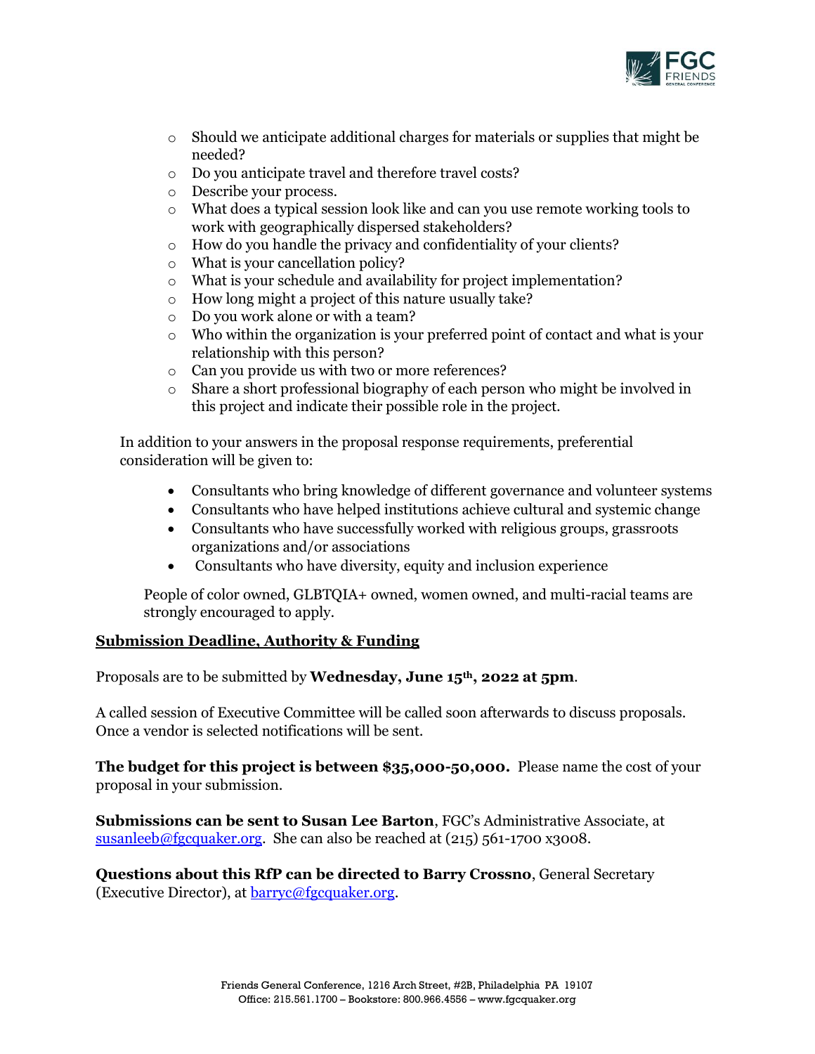- Should we anticipate additional charges for materials or supplies that might be needed?
- Do you anticipate travel and therefore travel costs?
- Describe your process.
- What does a typical session look like and can you use remote working tools to work with geographically dispersed stakeholders?
- How do you handle the privacy and confidentiality of your clients?
- What is your cancellation policy?
- What is your schedule and availability for project implementation?
- How long might a project of this nature usually take?
- Do you work alone or with a team?
- Who within the organization is your preferred point of contact and what is your relationship with this person?
- Can you provide us with two or more references?
- Share a short professional biography of each person who might be involved in this project and indicate their possible role in the project.

In addition to your answers in the proposal response requirements, preferential consideration will be given to:

- Consultants who bring knowledge of different governance and volunteer systems
- Consultants who have helped institutions achieve cultural and systemic change
- Consultants who have successfully worked with religious groups, grassroots organizations and/or associations
- Consultants who have diversity, equity and inclusion experience

People of color owned, GLBTQIA+ owned, women owned, and multi-racial teams are strongly encouraged to apply.

## Submission Deadline, Authority & Funding

Proposals are to be submitted by **Wednesday, June 15th, 2022 at 5pm**.

A called session of Executive Committee will be called soon afterwards to discuss proposals. Once a vendor is selected notifications will be sent.

**The budget for this project is between $35,000-50,000.** Please name the cost of your proposal in your submission.

**Submissions can be sent to Susan Lee Barton**, FGC's Administrative Associate, at susanleeb@fgcquaker.org. She can also be reached at (215) 561-1700 x3008.

**Questions about this RfP can be directed to Barry Crossno**, General Secretary (Executive Director), at barryc@fgcquaker.org.